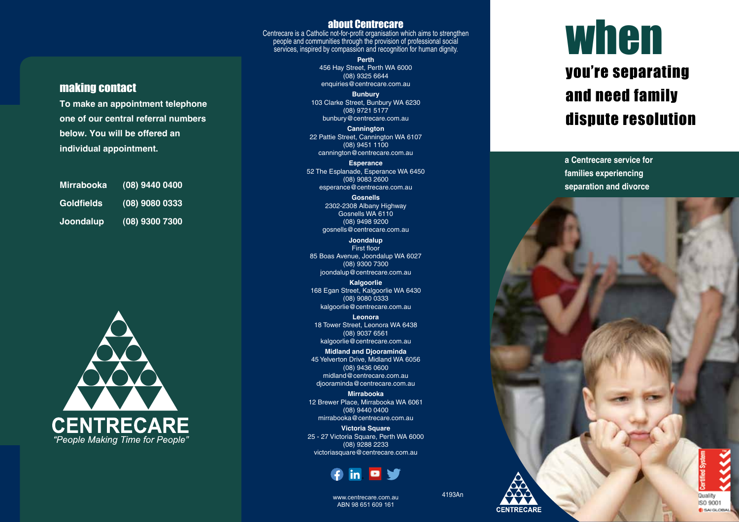## making contact

**To make an appointment telephone one of our central referral numbers below. You will be offered an individual appointment.**

| | |
|---|---|
| **Mirrabooka** | **(08) 9440 0400** |
| **Goldfields** | **(08) 9080 0333** |
| **Joondalup** | **(08) 9300 7300** |

CENTRECARE

*"People Making Time for People"*

## about Centrecare

Centrecare is a Catholic not-for-profit organisation which aims to strengthen people and communities through the provision of professional social services, inspired by compassion and recognition for human dignity.

**Perth**
456 Hay Street, Perth WA 6000
(08) 9325 6644
enquiries@centrecare.com.au

**Bunbury**
103 Clarke Street, Bunbury WA 6230
(08) 9721 5177
bunbury@centrecare.com.au

**Cannington**
22 Pattie Street, Cannington WA 6107
(08) 9451 1100
cannington@centrecare.com.au

**Esperance**
52 The Esplanade, Esperance WA 6450
(08) 9083 2600
esperance@centrecare.com.au

**Gosnells**
2302-2308 Albany Highway
Gosnells WA 6110
(08) 9498 9200
gosnells@centrecare.com.au

**Joondalup**
First floor
85 Boas Avenue, Joondalup WA 6027
(08) 9300 7300
joondalup@centrecare.com.au

**Kalgoorlie**
168 Egan Street, Kalgoorlie WA 6430
(08) 9080 0333
kalgoorlie@centrecare.com.au

**Leonora**
18 Tower Street, Leonora WA 6438
(08) 9037 6561
kalgoorlie@centrecare.com.au

**Midland and Djooraminda**
45 Yelverton Drive, Midland WA 6056
(08) 9436 0600
midland@centrecare.com.au
djooraminda@centrecare.com.au

**Mirrabooka**
12 Brewer Place, Mirrabooka WA 6061
(08) 9440 0400
mirrabooka@centrecare.com.au

**Victoria Square**
25 - 27 Victoria Square, Perth WA 6000
(08) 9288 2233
victoriasquare@centrecare.com.au

www.centrecare.com.au
ABN 98 651 609 161

4193An

# when

## you're separating and need family dispute resolution

**a Centrecare service for families experiencing separation and divorce**

CENTRECARE

Certified System Quality ISO 9001 SAI GLOBAL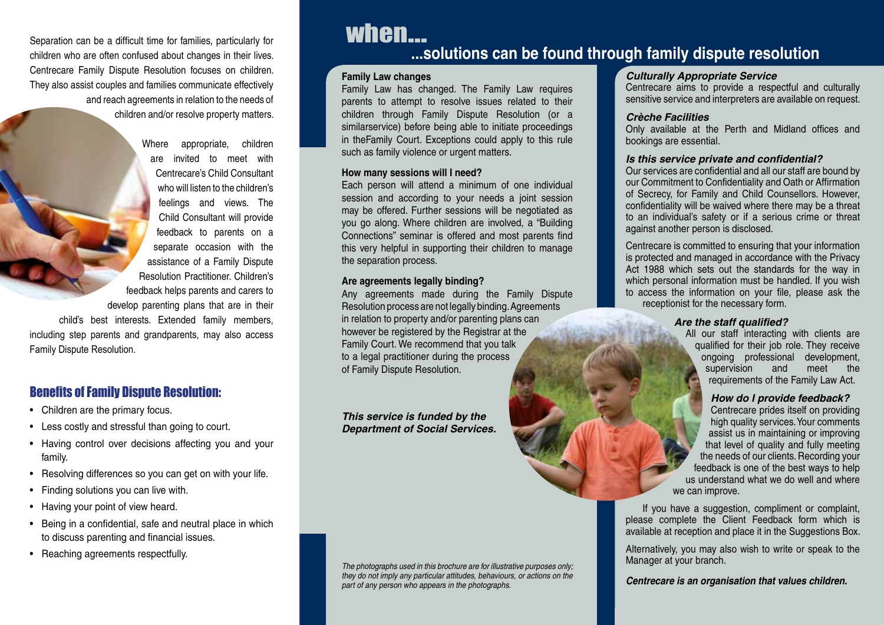Separation can be a difficult time for families, particularly for children who are often confused about changes in their lives. Centrecare Family Dispute Resolution focuses on children. They also assist couples and families communicate effectively and reach agreements in relation to the needs of children and/or resolve property matters.

Where appropriate, children are invited to meet with Centrecare's Child Consultant who will listen to the children's feelings and views. The Child Consultant will provide feedback to parents on a separate occasion with the assistance of a Family Dispute Resolution Practitioner. Children's feedback helps parents and carers to develop parenting plans that are in their child's best interests. Extended family members, including step parents and grandparents, may also access Family Dispute Resolution.

## Benefits of Family Dispute Resolution:

- Children are the primary focus.
- Less costly and stressful than going to court.
- Having control over decisions affecting you and your family.
- Resolving differences so you can get on with your life.
- Finding solutions you can live with.
- Having your point of view heard.
- Being in a confidential, safe and neutral place in which to discuss parenting and financial issues.
- Reaching agreements respectfully.

# when...

## ...solutions can be found through family dispute resolution

### Family Law changes

Family Law has changed. The Family Law requires parents to attempt to resolve issues related to their children through Family Dispute Resolution (or a similarservice) before being able to initiate proceedings in theFamily Court. Exceptions could apply to this rule such as family violence or urgent matters.

### How many sessions will I need?

Each person will attend a minimum of one individual session and according to your needs a joint session may be offered. Further sessions will be negotiated as you go along. Where children are involved, a "Building Connections" seminar is offered and most parents find this very helpful in supporting their children to manage the separation process.

### Are agreements legally binding?

Any agreements made during the Family Dispute Resolution process are not legally binding. Agreements in relation to property and/or parenting plans can however be registered by the Registrar at the Family Court. We recommend that you talk to a legal practitioner during the process of Family Dispute Resolution.

***This service is funded by the Department of Social Services.***

*The photographs used in this brochure are for illustrative purposes only; they do not imply any particular attitudes, behaviours, or actions on the part of any person who appears in the photographs.*

### *Culturally Appropriate Service*

Centrecare aims to provide a respectful and culturally sensitive service and interpreters are available on request.

### *Crèche Facilities*

Only available at the Perth and Midland offices and bookings are essential.

### *Is this service private and confidential?*

Our services are confidential and all our staff are bound by our Commitment to Confidentiality and Oath or Affirmation of Secrecy, for Family and Child Counsellors. However, confidentiality will be waived where there may be a threat to an individual's safety or if a serious crime or threat against another person is disclosed.

Centrecare is committed to ensuring that your information is protected and managed in accordance with the Privacy Act 1988 which sets out the standards for the way in which personal information must be handled. If you wish to access the information on your file, please ask the receptionist for the necessary form.

### *Are the staff qualified?*

All our staff interacting with clients are qualified for their job role. They receive ongoing professional development, supervision and meet the requirements of the Family Law Act.

### *How do I provide feedback?*

Centrecare prides itself on providing high quality services. Your comments assist us in maintaining or improving that level of quality and fully meeting the needs of our clients. Recording your feedback is one of the best ways to help us understand what we do well and where we can improve.

If you have a suggestion, compliment or complaint, please complete the Client Feedback form which is available at reception and place it in the Suggestions Box.

Alternatively, you may also wish to write or speak to the Manager at your branch.

***Centrecare is an organisation that values children.***